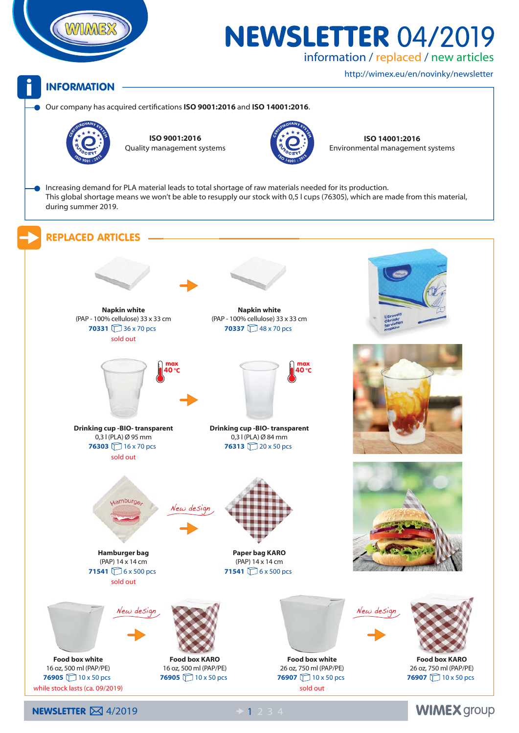# NEWSLETTER 04/2019

information / replaced / new articles

http://wimex.eu/en/novinky/newsletter

## INFORMATION

- Our company has acquired certifications **ISO 9001:2016** and **ISO 14001:2016**.

**ISO 9001:2016**
Quality management systems

**ISO 14001:2016**
Environmental management systems

- Increasing demand for PLA material leads to total shortage of raw materials needed for its production.
This global shortage means we won't be able to resupply our stock with 0,5 l cups (76305), which are made from this material, during summer 2019.

## REPLACED ARTICLES

**Napkin white**
(PAP - 100% cellulose) 33 x 33 cm
**70331** 36 x 70 pcs
sold out

→

**Napkin white**
(PAP - 100% cellulose) 33 x 33 cm
**70337** 48 x 70 pcs

**Drinking cup -BIO- transparent**
0,3 l (PLA) Ø 95 mm
max 40 °C
**76303** 16 x 70 pcs
sold out

→

**Drinking cup -BIO- transparent**
0,3 l (PLA) Ø 84 mm
max 40 °C
**76313** 20 x 50 pcs

**Hamburger bag**
(PAP) 14 x 14 cm
**71541** 6 x 500 pcs
sold out

New design →

**Paper bag KARO**
(PAP) 14 x 14 cm
**71541** 6 x 500 pcs

**Food box white**
16 oz, 500 ml (PAP/PE)
**76905** 10 x 50 pcs
while stock lasts (ca. 09/2019)

New design →

**Food box KARO**
16 oz, 500 ml (PAP/PE)
**76905** 10 x 50 pcs

**Food box white**
26 oz, 750 ml (PAP/PE)
**76907** 10 x 50 pcs
sold out

New design →

**Food box KARO**
26 oz, 750 ml (PAP/PE)
**76907** 10 x 50 pcs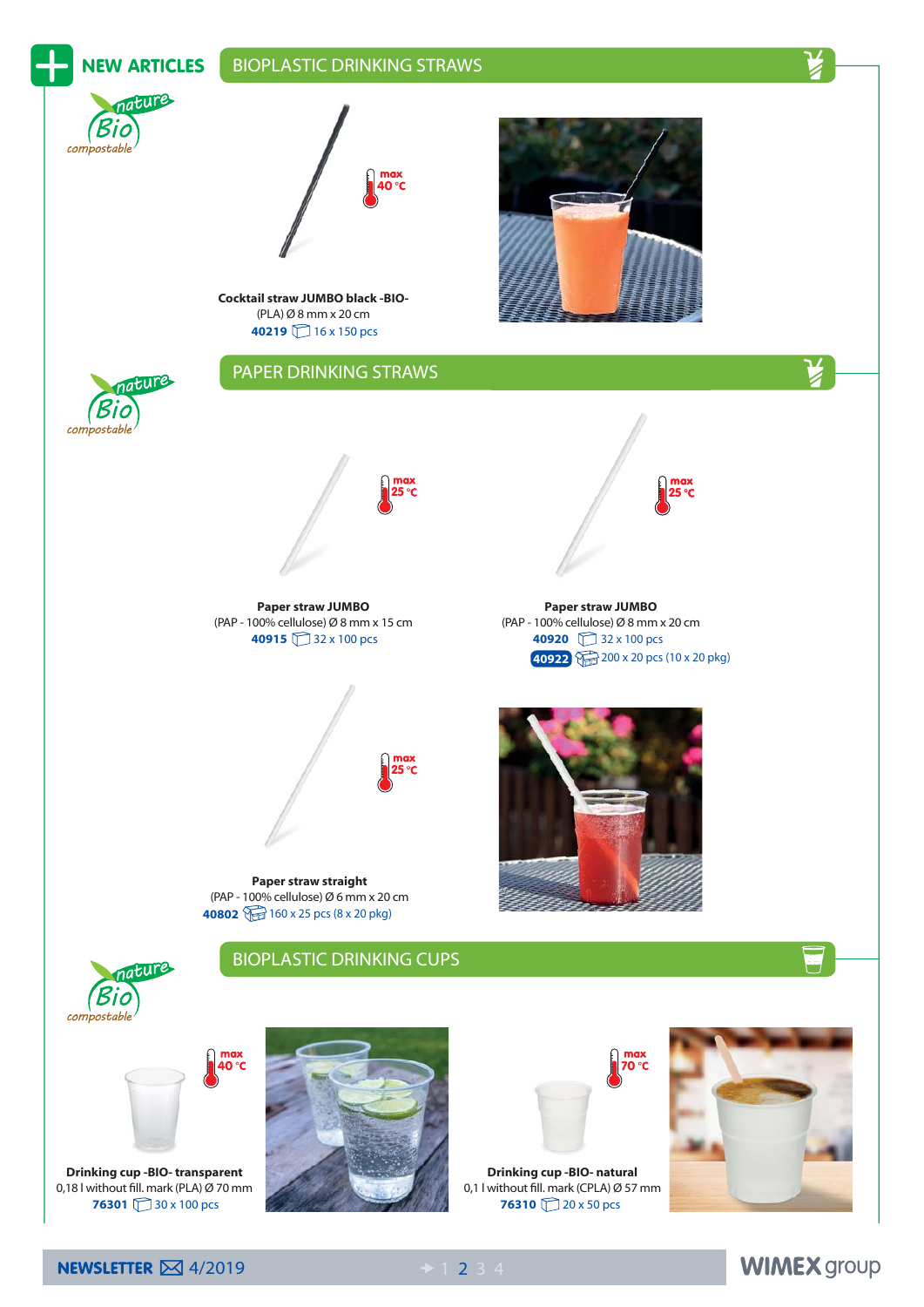## NEW ARTICLES

## BIOPLASTIC DRINKING STRAWS

nature Bio compostable

max 40 °C

**Cocktail straw JUMBO black -BIO-**
(PLA) Ø 8 mm x 20 cm
**40219** 16 x 150 pcs

## PAPER DRINKING STRAWS

nature Bio compostable

max 25 °C

**Paper straw JUMBO**
(PAP - 100% cellulose) Ø 8 mm x 15 cm
**40915** 32 x 100 pcs

max 25 °C

**Paper straw JUMBO**
(PAP - 100% cellulose) Ø 8 mm x 20 cm
**40920** 32 x 100 pcs
**40922** 200 x 20 pcs (10 x 20 pkg)

max 25 °C

**Paper straw straight**
(PAP - 100% cellulose) Ø 6 mm x 20 cm
**40802** 160 x 25 pcs (8 x 20 pkg)

## BIOPLASTIC DRINKING CUPS

nature Bio compostable

max 40 °C

**Drinking cup -BIO- transparent**
0,18 l without fill. mark (PLA) Ø 70 mm
**76301** 30 x 100 pcs

max 70 °C

**Drinking cup -BIO- natural**
0,1 l without fill. mark (CPLA) Ø 57 mm
**76310** 20 x 50 pcs

NEWSLETTER 4/2019

WIMEX group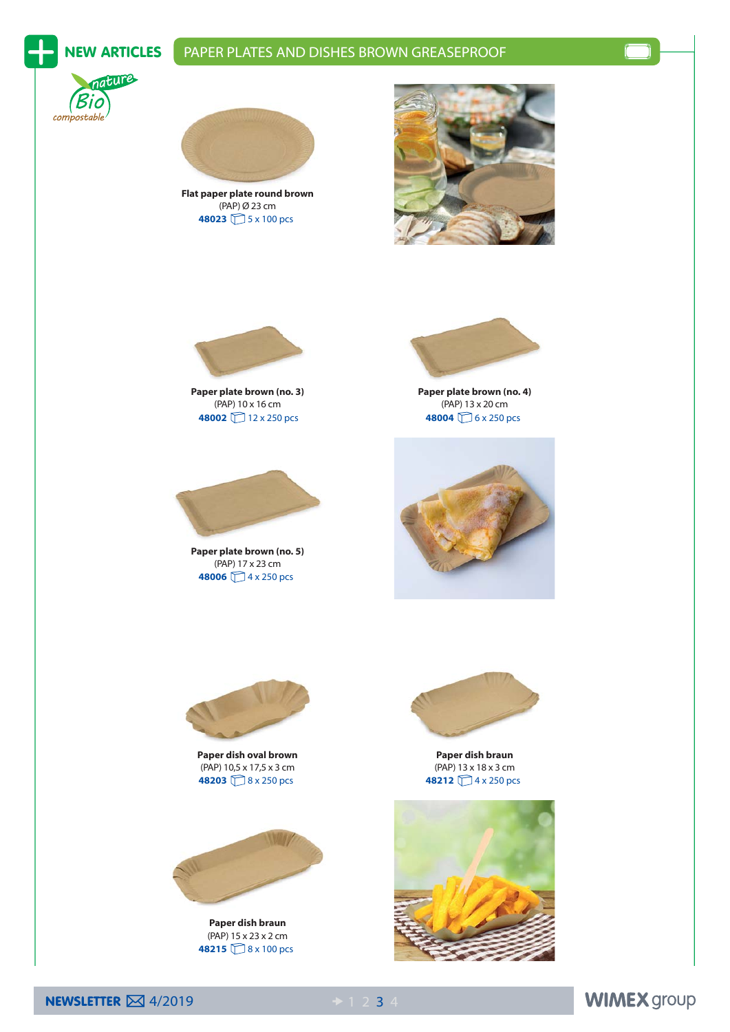# NEW ARTICLES

## PAPER PLATES AND DISHES BROWN GREASEPROOF

nature Bio compostable

**Flat paper plate round brown**
(PAP) Ø 23 cm
**48023** 5 x 100 pcs

**Paper plate brown (no. 3)**
(PAP) 10 x 16 cm
**48002** 12 x 250 pcs

**Paper plate brown (no. 4)**
(PAP) 13 x 20 cm
**48004** 6 x 250 pcs

**Paper plate brown (no. 5)**
(PAP) 17 x 23 cm
**48006** 4 x 250 pcs

**Paper dish oval brown**
(PAP) 10,5 x 17,5 x 3 cm
**48203** 8 x 250 pcs

**Paper dish braun**
(PAP) 13 x 18 x 3 cm
**48212** 4 x 250 pcs

**Paper dish braun**
(PAP) 15 x 23 x 2 cm
**48215** 8 x 100 pcs

**NEWSLETTER** 4/2019

**WIMEX** group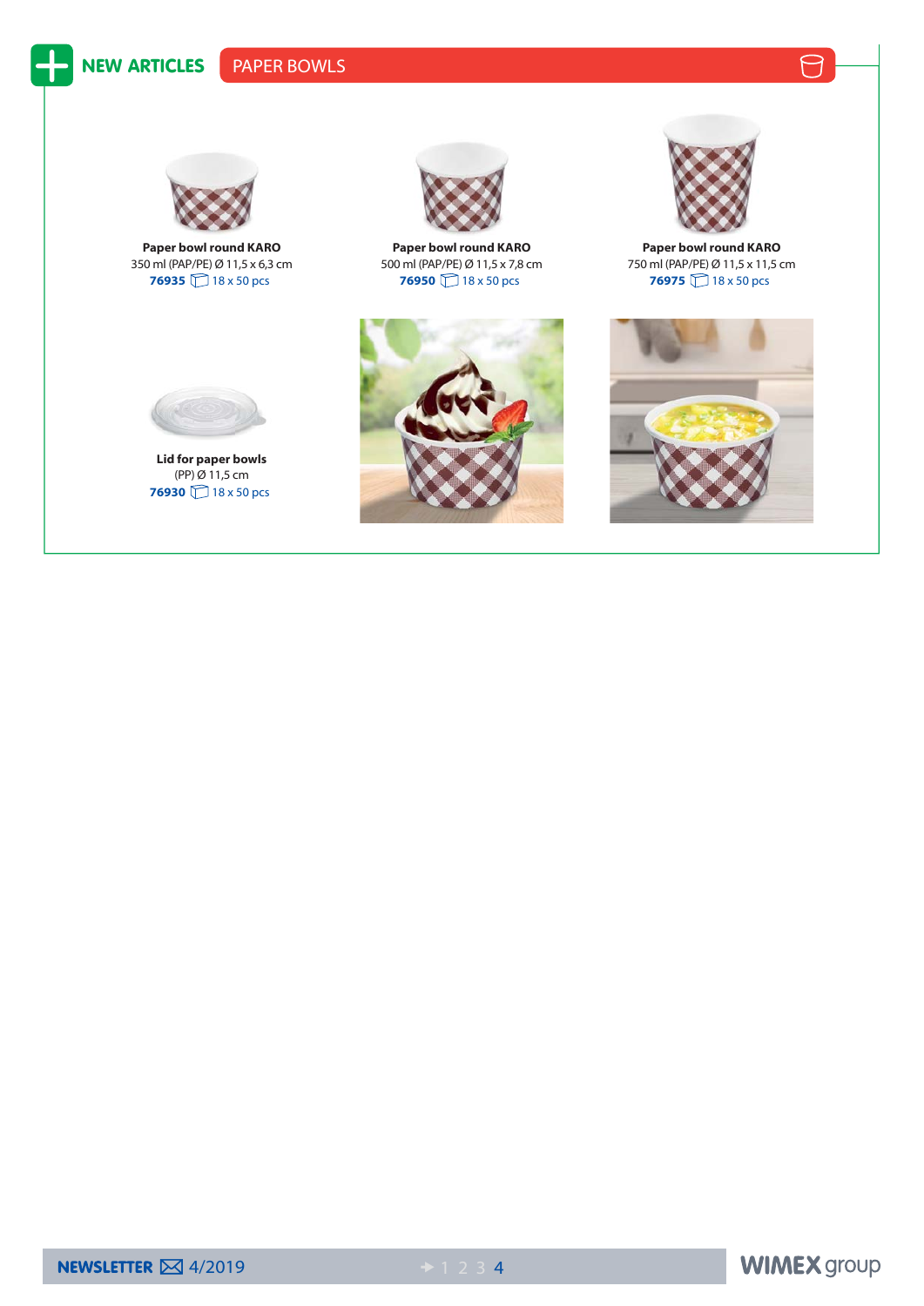## NEW ARTICLES

## PAPER BOWLS

**Paper bowl round KARO**
350 ml (PAP/PE) Ø 11,5 x 6,3 cm
**76935** 18 x 50 pcs

**Paper bowl round KARO**
500 ml (PAP/PE) Ø 11,5 x 7,8 cm
**76950** 18 x 50 pcs

**Paper bowl round KARO**
750 ml (PAP/PE) Ø 11,5 x 11,5 cm
**76975** 18 x 50 pcs

**Lid for paper bowls**
(PP) Ø 11,5 cm
**76930** 18 x 50 pcs